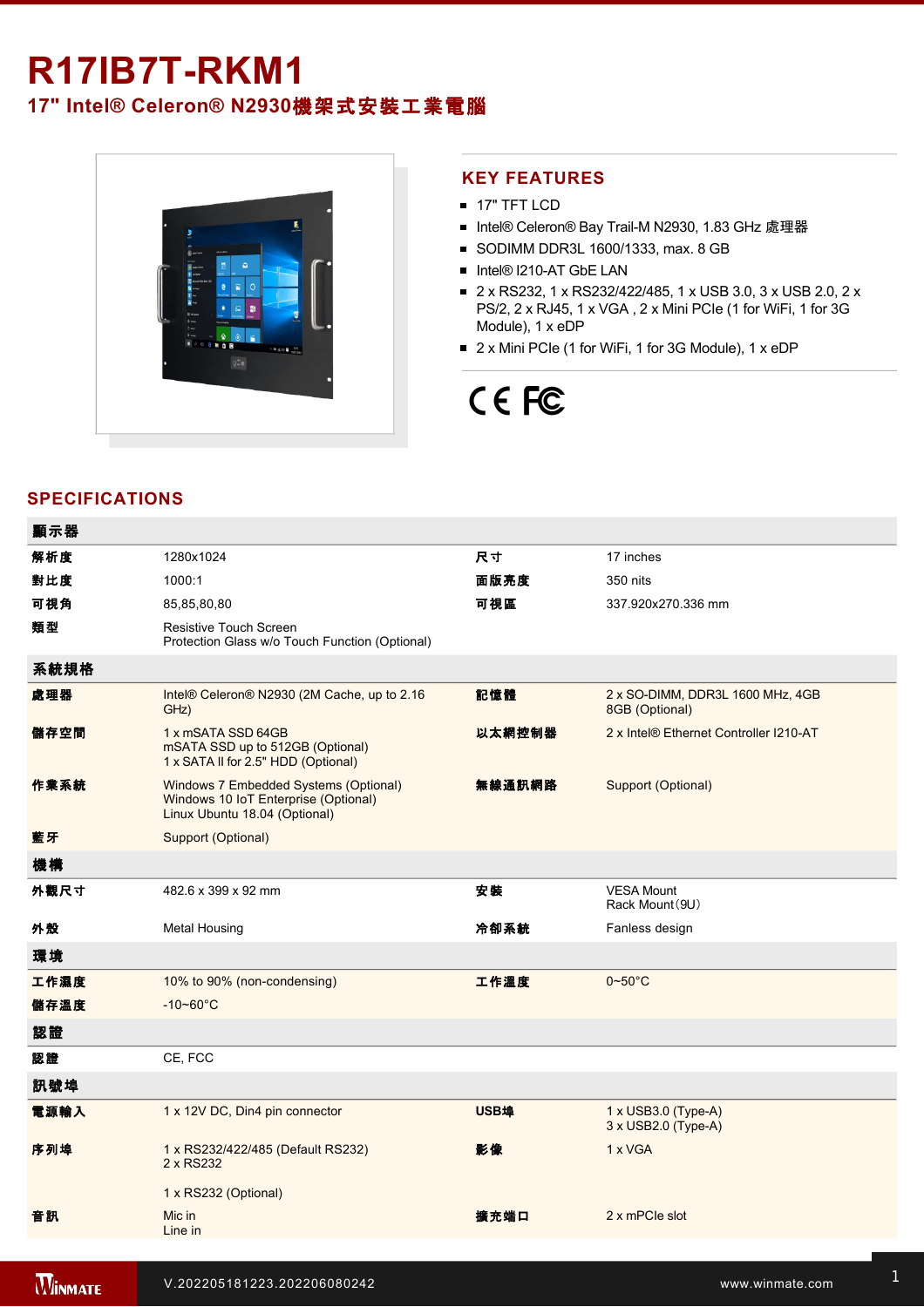# R17IB7T-RKM1

## 17" Intel® Celeron® N2930機架式安裝工業電腦

## KEY FEATURES

- 17" TFT LCD
- Intel® Celeron® Bay Trail-M N2930, 1.83 GHz 處理器
- SODIMM DDR3L 1600/1333, max. 8 GB
- Intel® I210-AT GbE LAN
- 2 x RS232, 1 x RS232/422/485, 1 x USB 3.0, 3 x USB 2.0, 2 x PS/2, 2 x RJ45, 1 x VGA , 2 x Mini PCIe (1 for WiFi, 1 for 3G Module), 1 x eDP
- 2 x Mini PCIe (1 for WiFi, 1 for 3G Module), 1 x eDP

CE FC

## SPECIFICATIONS

| 顯示器 | | | |
|---|---|---|---|
| 解析度 | 1280x1024 | 尺寸 | 17 inches |
| 對比度 | 1000:1 | 面版亮度 | 350 nits |
| 可視角 | 85,85,80,80 | 可視區 | 337.920x270.336 mm |
| 類型 | Resistive Touch Screen<br>Protection Glass w/o Touch Function (Optional) | | |
| **系統規格** | | | |
| 處理器 | Intel® Celeron® N2930 (2M Cache, up to 2.16 GHz) | 記憶體 | 2 x SO-DIMM, DDR3L 1600 MHz, 4GB<br>8GB (Optional) |
| 儲存空間 | 1 x mSATA SSD 64GB<br>mSATA SSD up to 512GB (Optional)<br>1 x SATA II for 2.5" HDD (Optional) | 以太網控制器 | 2 x Intel® Ethernet Controller I210-AT |
| 作業系統 | Windows 7 Embedded Systems (Optional)<br>Windows 10 IoT Enterprise (Optional)<br>Linux Ubuntu 18.04 (Optional) | 無線通訊網路 | Support (Optional) |
| 藍牙 | Support (Optional) | | |
| **機構** | | | |
| 外觀尺寸 | 482.6 x 399 x 92 mm | 安裝 | VESA Mount<br>Rack Mount(9U) |
| 外殼 | Metal Housing | 冷卻系統 | Fanless design |
| **環境** | | | |
| 工作濕度 | 10% to 90% (non-condensing) | 工作溫度 | 0~50°C |
| 儲存溫度 | -10~60°C | | |
| **認證** | | | |
| 認證 | CE, FCC | | |
| **訊號埠** | | | |
| 電源輸入 | 1 x 12V DC, Din4 pin connector | USB埠 | 1 x USB3.0 (Type-A)<br>3 x USB2.0 (Type-A) |
| 序列埠 | 1 x RS232/422/485 (Default RS232)<br>2 x RS232<br><br>1 x RS232 (Optional) | 影像 | 1 x VGA |
| 音訊 | Mic in<br>Line in | 擴充端口 | 2 x mPCIe slot |

V.202205181223.202206080242 www.winmate.com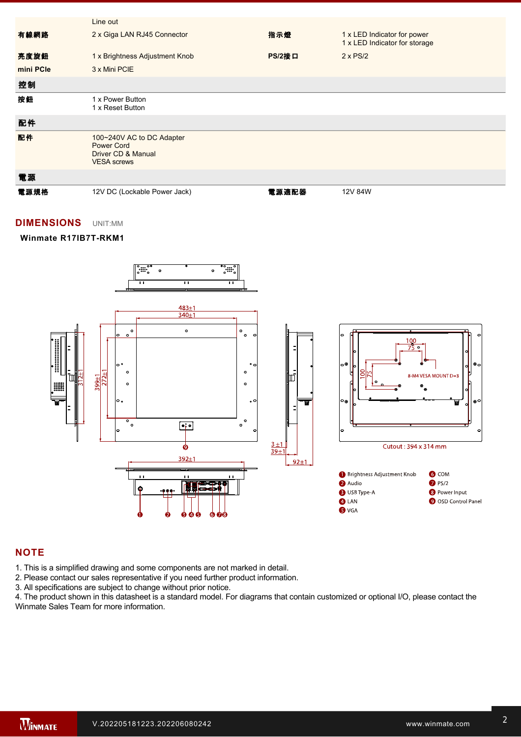| | | | |
|---|---|---|---|
| | Line out | | |
| 有線網路 | 2 x Giga LAN RJ45 Connector | 指示燈 | 1 x LED Indicator for power<br>1 x LED Indicator for storage |
| 亮度旋鈕 | 1 x Brightness Adjustment Knob | PS/2接口 | 2 x PS/2 |
| mini PCIe | 3 x Mini PCIE | | |

## 控制

| | |
|---|---|
| 按鈕 | 1 x Power Button<br>1 x Reset Button |

## 配件

| | |
|---|---|
| 配件 | 100~240V AC to DC Adapter<br>Power Cord<br>Driver CD & Manual<br>VESA screws |

## 電源

| | | | |
|---|---|---|---|
| 電源規格 | 12V DC (Lockable Power Jack) | 電源適配器 | 12V 84W |

## DIMENSIONS UNIT:MM

**Winmate R17IB7T-RKM1**

483±1
340±1
312±1
399±1
272±1
3±1
39±1
92±1
392±1
100
75
100
75
8-M4 VESA MOUNT D=3
Cutout : 394 x 314 mm

1. Brightness Adjustment Knob
2. Audio
3. USB Type-A
4. LAN
5. VGA
6. COM
7. PS/2
8. Power Input
9. OSD Control Panel

## NOTE

1. This is a simplified drawing and some components are not marked in detail.
2. Please contact our sales representative if you need further product information.
3. All specifications are subject to change without prior notice.
4. The product shown in this datasheet is a standard model. For diagrams that contain customized or optional I/O, please contact the Winmate Sales Team for more information.